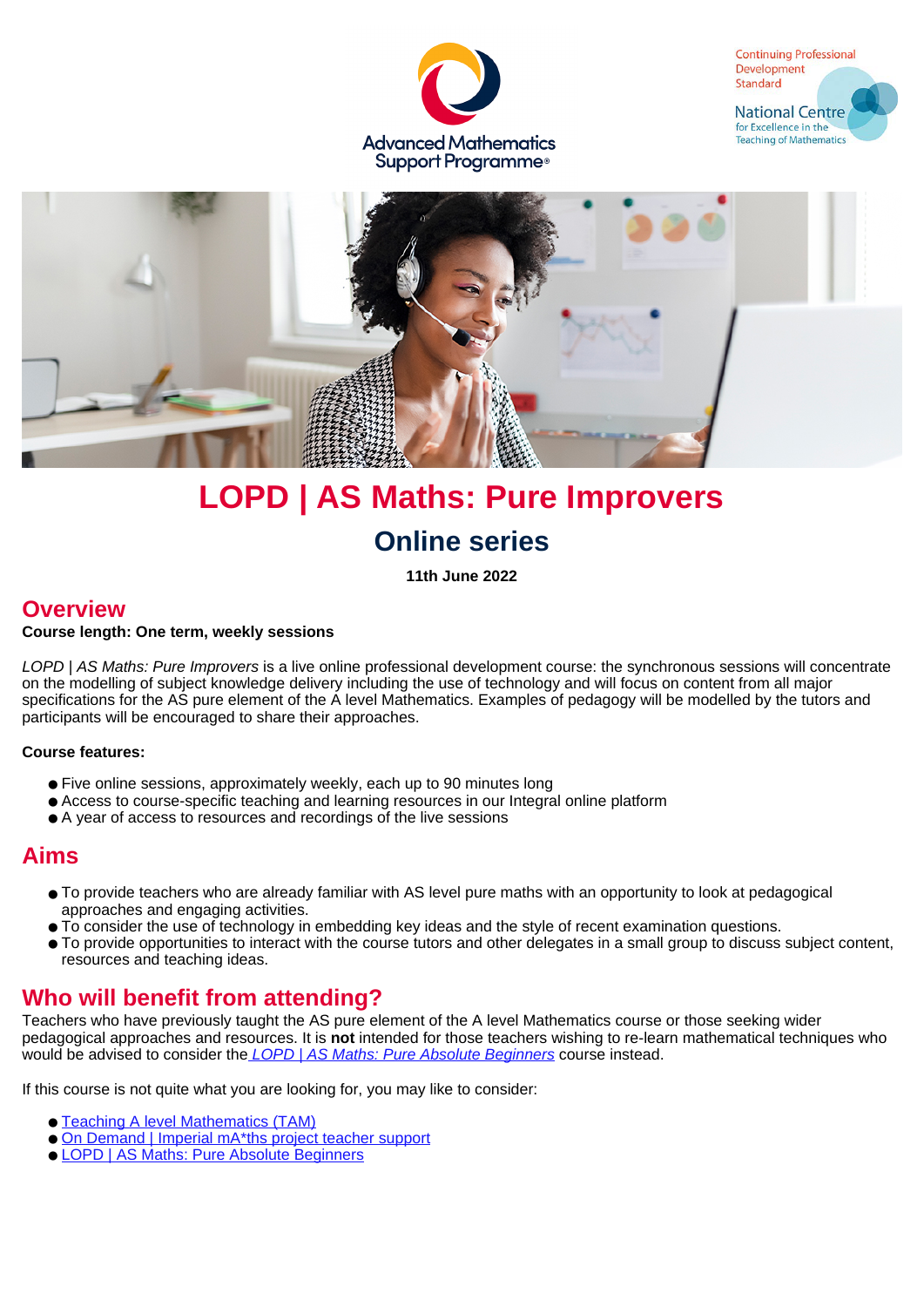Advanced Mathematics Support Programme®

Continuing Professional Development Standard

National Centre for Excellence in the Teaching of Mathematics

# LOPD | AS Maths: Pure Improvers

## Online series

**11th June 2022**

## Overview

**Course length: One term, weekly sessions**

*LOPD | AS Maths: Pure Improvers* is a live online professional development course: the synchronous sessions will concentrate on the modelling of subject knowledge delivery including the use of technology and will focus on content from all major specifications for the AS pure element of the A level Mathematics. Examples of pedagogy will be modelled by the tutors and participants will be encouraged to share their approaches.

**Course features:**

- Five online sessions, approximately weekly, each up to 90 minutes long
- Access to course-specific teaching and learning resources in our Integral online platform
- A year of access to resources and recordings of the live sessions

## Aims

- To provide teachers who are already familiar with AS level pure maths with an opportunity to look at pedagogical approaches and engaging activities.
- To consider the use of technology in embedding key ideas and the style of recent examination questions.
- To provide opportunities to interact with the course tutors and other delegates in a small group to discuss subject content, resources and teaching ideas.

## Who will benefit from attending?

Teachers who have previously taught the AS pure element of the A level Mathematics course or those seeking wider pedagogical approaches and resources. It is **not** intended for those teachers wishing to re-learn mathematical techniques who would be advised to consider the *LOPD | AS Maths: Pure Absolute Beginners* course instead.

If this course is not quite what you are looking for, you may like to consider:

- Teaching A level Mathematics (TAM)
- On Demand | Imperial mA*ths project teacher support
- LOPD | AS Maths: Pure Absolute Beginners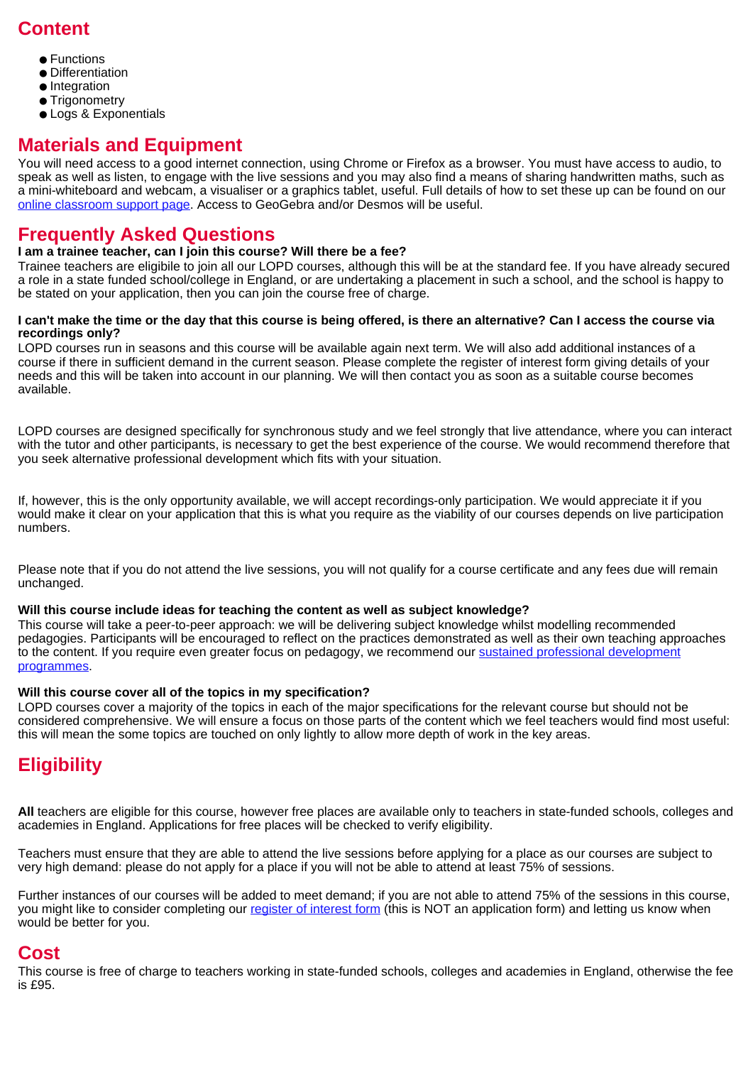## Content

- Functions
- Differentiation
- Integration
- Trigonometry
- Logs & Exponentials

## Materials and Equipment

You will need access to a good internet connection, using Chrome or Firefox as a browser. You must have access to audio, to speak as well as listen, to engage with the live sessions and you may also find a means of sharing handwritten maths, such as a mini-whiteboard and webcam, a visualiser or a graphics tablet, useful. Full details of how to set these up can be found on our online classroom support page. Access to GeoGebra and/or Desmos will be useful.

## Frequently Asked Questions

**I am a trainee teacher, can I join this course? Will there be a fee?**

Trainee teachers are eligibile to join all our LOPD courses, although this will be at the standard fee. If you have already secured a role in a state funded school/college in England, or are undertaking a placement in such a school, and the school is happy to be stated on your application, then you can join the course free of charge.

**I can't make the time or the day that this course is being offered, is there an alternative? Can I access the course via recordings only?**

LOPD courses run in seasons and this course will be available again next term. We will also add additional instances of a course if there in sufficient demand in the current season. Please complete the register of interest form giving details of your needs and this will be taken into account in our planning. We will then contact you as soon as a suitable course becomes available.

LOPD courses are designed specifically for synchronous study and we feel strongly that live attendance, where you can interact with the tutor and other participants, is necessary to get the best experience of the course. We would recommend therefore that you seek alternative professional development which fits with your situation.

If, however, this is the only opportunity available, we will accept recordings-only participation. We would appreciate it if you would make it clear on your application that this is what you require as the viability of our courses depends on live participation numbers.

Please note that if you do not attend the live sessions, you will not qualify for a course certificate and any fees due will remain unchanged.

**Will this course include ideas for teaching the content as well as subject knowledge?**

This course will take a peer-to-peer approach: we will be delivering subject knowledge whilst modelling recommended pedagogies. Participants will be encouraged to reflect on the practices demonstrated as well as their own teaching approaches to the content. If you require even greater focus on pedagogy, we recommend our sustained professional development programmes.

**Will this course cover all of the topics in my specification?**

LOPD courses cover a majority of the topics in each of the major specifications for the relevant course but should not be considered comprehensive. We will ensure a focus on those parts of the content which we feel teachers would find most useful: this will mean the some topics are touched on only lightly to allow more depth of work in the key areas.

## Eligibility

**All** teachers are eligible for this course, however free places are available only to teachers in state-funded schools, colleges and academies in England. Applications for free places will be checked to verify eligibility.

Teachers must ensure that they are able to attend the live sessions before applying for a place as our courses are subject to very high demand: please do not apply for a place if you will not be able to attend at least 75% of sessions.

Further instances of our courses will be added to meet demand; if you are not able to attend 75% of the sessions in this course, you might like to consider completing our register of interest form (this is NOT an application form) and letting us know when would be better for you.

## Cost

This course is free of charge to teachers working in state-funded schools, colleges and academies in England, otherwise the fee is £95.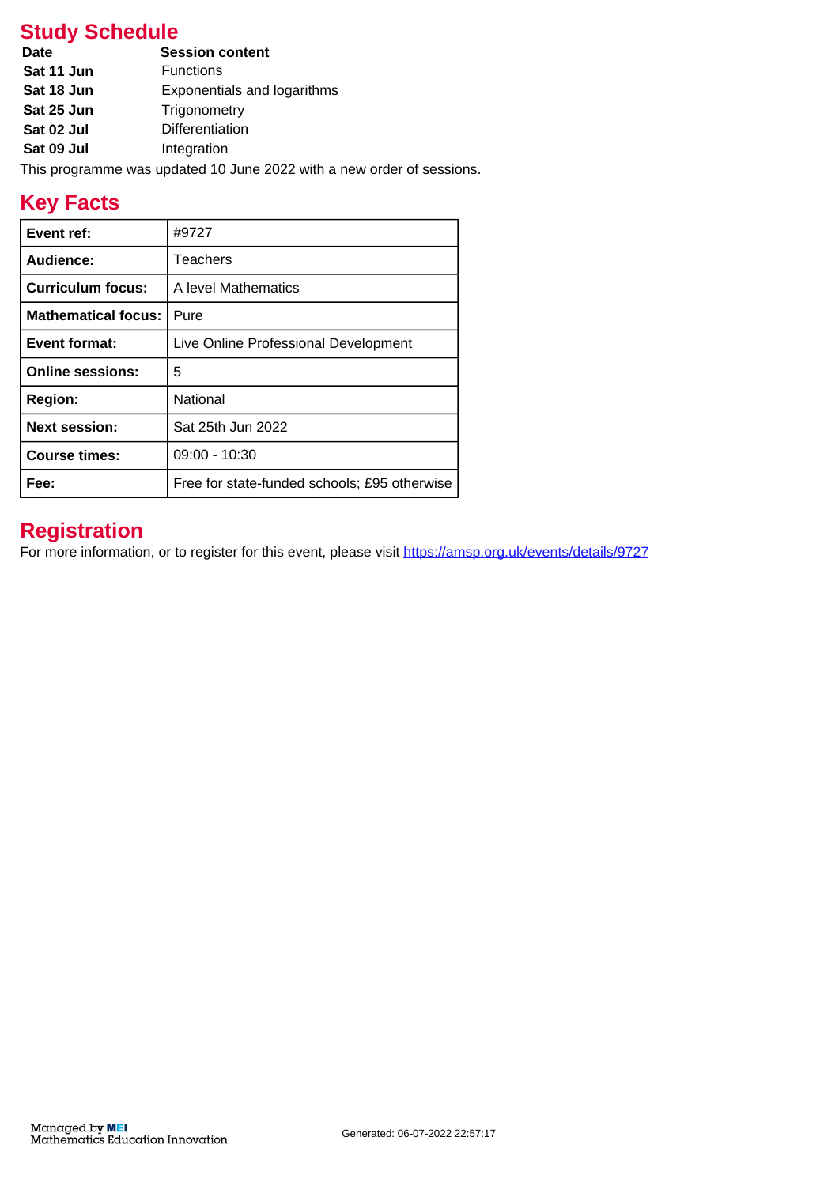## Study Schedule

| Date | Session content |
|---|---|
| **Sat 11 Jun** | Functions |
| **Sat 18 Jun** | Exponentials and logarithms |
| **Sat 25 Jun** | Trigonometry |
| **Sat 02 Jul** | Differentiation |
| **Sat 09 Jul** | Integration |

This programme was updated 10 June 2022 with a new order of sessions.

## Key Facts

| | |
|---|---|
| **Event ref:** | #9727 |
| **Audience:** | Teachers |
| **Curriculum focus:** | A level Mathematics |
| **Mathematical focus:** | Pure |
| **Event format:** | Live Online Professional Development |
| **Online sessions:** | 5 |
| **Region:** | National |
| **Next session:** | Sat 25th Jun 2022 |
| **Course times:** | 09:00 - 10:30 |
| **Fee:** | Free for state-funded schools; £95 otherwise |

## Registration

For more information, or to register for this event, please visit https://amsp.org.uk/events/details/9727

Managed by MEI
Mathematics Education Innovation

Generated: 06-07-2022 22:57:17